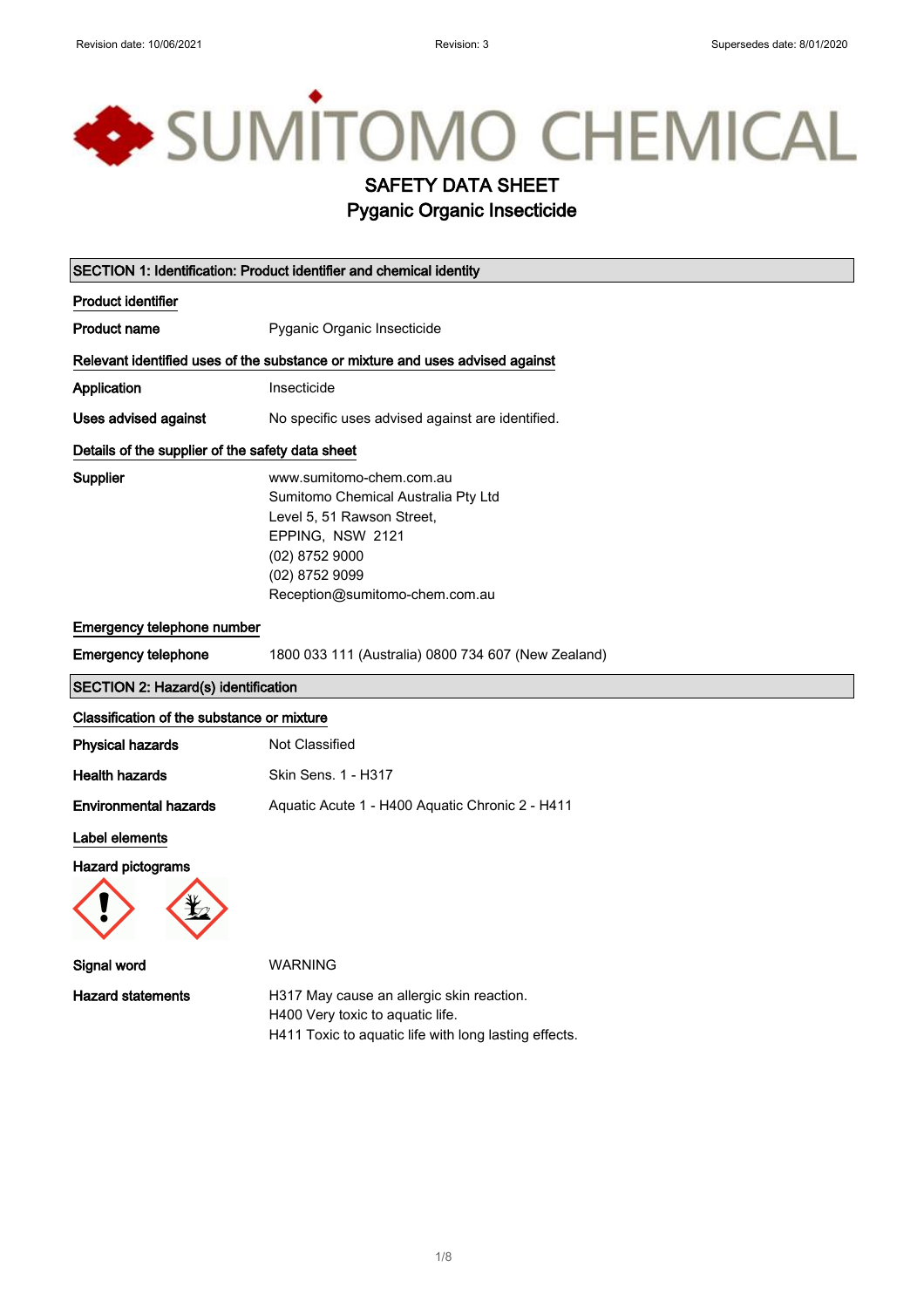# SAFETY DATA SHEET

## Pyganic Organic Insecticide

### SECTION 1: Identification: Product identifier and chemical identity

**Product identifier**

**Product name** Pyganic Organic Insecticide

**Relevant identified uses of the substance or mixture and uses advised against**

**Application** Insecticide

**Uses advised against** No specific uses advised against are identified.

**Details of the supplier of the safety data sheet**

**Supplier**
www.sumitomo-chem.com.au
Sumitomo Chemical Australia Pty Ltd
Level 5, 51 Rawson Street,
EPPING, NSW 2121
(02) 8752 9000
(02) 8752 9099
Reception@sumitomo-chem.com.au

**Emergency telephone number**

**Emergency telephone** 1800 033 111 (Australia) 0800 734 607 (New Zealand)

### SECTION 2: Hazard(s) identification

**Classification of the substance or mixture**

**Physical hazards** Not Classified

**Health hazards** Skin Sens. 1 - H317

**Environmental hazards** Aquatic Acute 1 - H400 Aquatic Chronic 2 - H411

**Label elements**

**Hazard pictograms**

**Signal word** WARNING

**Hazard statements**
H317 May cause an allergic skin reaction.
H400 Very toxic to aquatic life.
H411 Toxic to aquatic life with long lasting effects.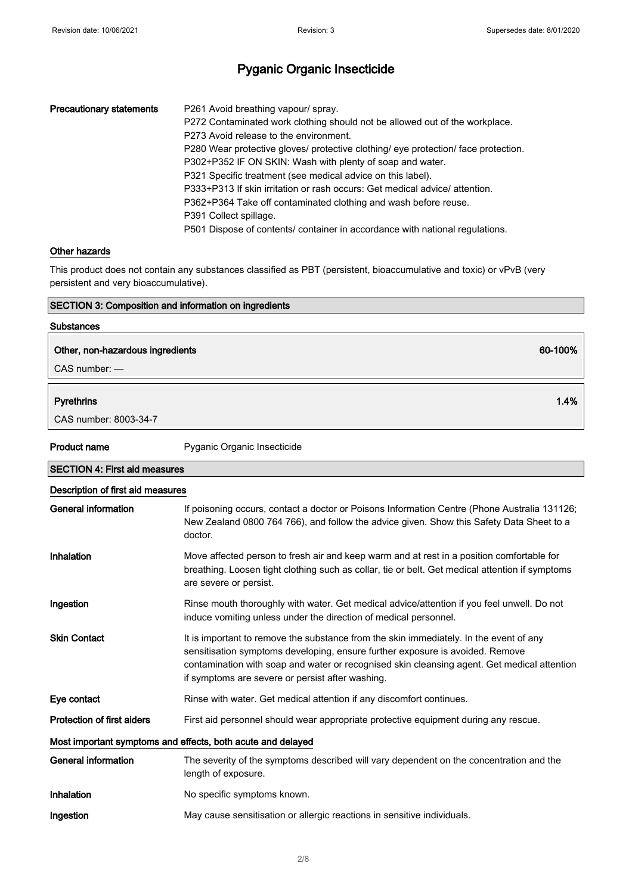# Pyganic Organic Insecticide

| | |
|---|---|
| **Precautionary statements** | P261 Avoid breathing vapour/ spray.<br>P272 Contaminated work clothing should not be allowed out of the workplace.<br>P273 Avoid release to the environment.<br>P280 Wear protective gloves/ protective clothing/ eye protection/ face protection.<br>P302+P352 IF ON SKIN: Wash with plenty of soap and water.<br>P321 Specific treatment (see medical advice on this label).<br>P333+P313 If skin irritation or rash occurs: Get medical advice/ attention.<br>P362+P364 Take off contaminated clothing and wash before reuse.<br>P391 Collect spillage.<br>P501 Dispose of contents/ container in accordance with national regulations. |

### Other hazards

This product does not contain any substances classified as PBT (persistent, bioaccumulative and toxic) or vPvB (very persistent and very bioaccumulative).

## SECTION 3: Composition and information on ingredients

### Substances

| | |
|---|---|
| **Other, non-hazardous ingredients** | **60-100%** |
| CAS number: — | |

| | |
|---|---|
| **Pyrethrins** | **1.4%** |
| CAS number: 8003-34-7 | |

**Product name** Pyganic Organic Insecticide

## SECTION 4: First aid measures

### Description of first aid measures

| | |
|---|---|
| **General information** | If poisoning occurs, contact a doctor or Poisons Information Centre (Phone Australia 131126; New Zealand 0800 764 766), and follow the advice given. Show this Safety Data Sheet to a doctor. |
| **Inhalation** | Move affected person to fresh air and keep warm and at rest in a position comfortable for breathing. Loosen tight clothing such as collar, tie or belt. Get medical attention if symptoms are severe or persist. |
| **Ingestion** | Rinse mouth thoroughly with water. Get medical advice/attention if you feel unwell. Do not induce vomiting unless under the direction of medical personnel. |
| **Skin Contact** | It is important to remove the substance from the skin immediately. In the event of any sensitisation symptoms developing, ensure further exposure is avoided. Remove contamination with soap and water or recognised skin cleansing agent. Get medical attention if symptoms are severe or persist after washing. |
| **Eye contact** | Rinse with water. Get medical attention if any discomfort continues. |
| **Protection of first aiders** | First aid personnel should wear appropriate protective equipment during any rescue. |

### Most important symptoms and effects, both acute and delayed

| | |
|---|---|
| **General information** | The severity of the symptoms described will vary dependent on the concentration and the length of exposure. |
| **Inhalation** | No specific symptoms known. |
| **Ingestion** | May cause sensitisation or allergic reactions in sensitive individuals. |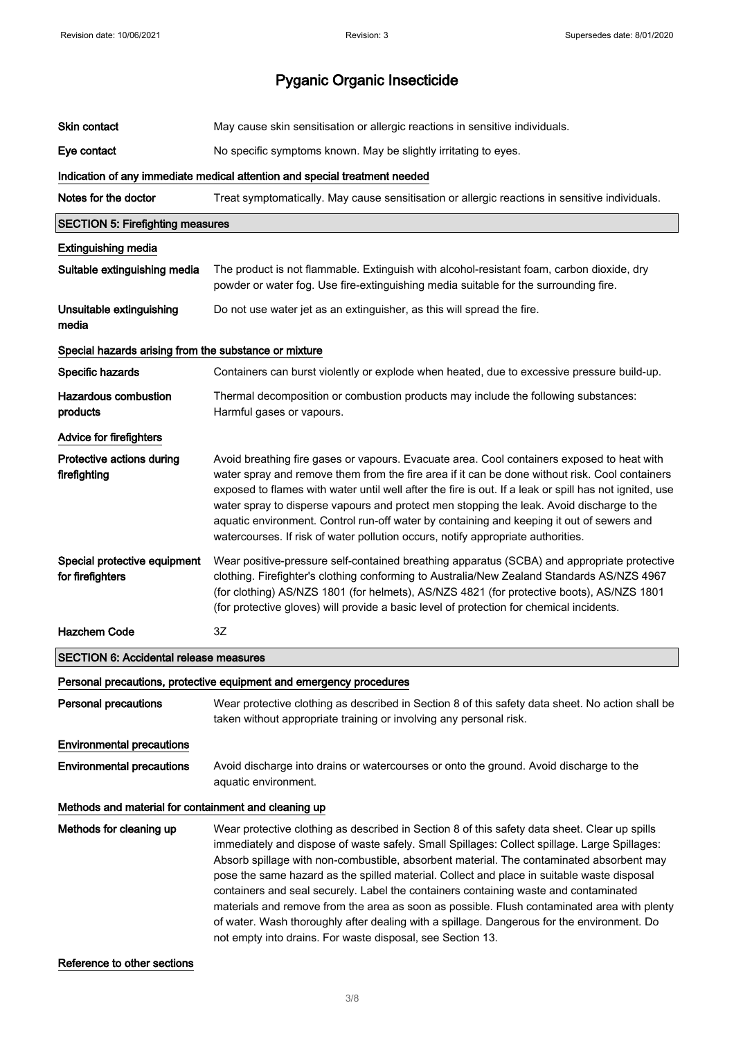# Pyganic Organic Insecticide

| | |
|---|---|
| **Skin contact** | May cause skin sensitisation or allergic reactions in sensitive individuals. |
| **Eye contact** | No specific symptoms known. May be slightly irritating to eyes. |

**Indication of any immediate medical attention and special treatment needed**

| | |
|---|---|
| **Notes for the doctor** | Treat symptomatically. May cause sensitisation or allergic reactions in sensitive individuals. |

## SECTION 5: Firefighting measures

**Extinguishing media**

| | |
|---|---|
| **Suitable extinguishing media** | The product is not flammable. Extinguish with alcohol-resistant foam, carbon dioxide, dry powder or water fog. Use fire-extinguishing media suitable for the surrounding fire. |
| **Unsuitable extinguishing media** | Do not use water jet as an extinguisher, as this will spread the fire. |

**Special hazards arising from the substance or mixture**

| | |
|---|---|
| **Specific hazards** | Containers can burst violently or explode when heated, due to excessive pressure build-up. |
| **Hazardous combustion products** | Thermal decomposition or combustion products may include the following substances: Harmful gases or vapours. |

**Advice for firefighters**

| | |
|---|---|
| **Protective actions during firefighting** | Avoid breathing fire gases or vapours. Evacuate area. Cool containers exposed to heat with water spray and remove them from the fire area if it can be done without risk. Cool containers exposed to flames with water until well after the fire is out. If a leak or spill has not ignited, use water spray to disperse vapours and protect men stopping the leak. Avoid discharge to the aquatic environment. Control run-off water by containing and keeping it out of sewers and watercourses. If risk of water pollution occurs, notify appropriate authorities. |
| **Special protective equipment for firefighters** | Wear positive-pressure self-contained breathing apparatus (SCBA) and appropriate protective clothing. Firefighter's clothing conforming to Australia/New Zealand Standards AS/NZS 4967 (for clothing) AS/NZS 1801 (for helmets), AS/NZS 4821 (for protective boots), AS/NZS 1801 (for protective gloves) will provide a basic level of protection for chemical incidents. |
| **Hazchem Code** | 3Z |

## SECTION 6: Accidental release measures

**Personal precautions, protective equipment and emergency procedures**

| | |
|---|---|
| **Personal precautions** | Wear protective clothing as described in Section 8 of this safety data sheet. No action shall be taken without appropriate training or involving any personal risk. |

**Environmental precautions**

| | |
|---|---|
| **Environmental precautions** | Avoid discharge into drains or watercourses or onto the ground. Avoid discharge to the aquatic environment. |

**Methods and material for containment and cleaning up**

| | |
|---|---|
| **Methods for cleaning up** | Wear protective clothing as described in Section 8 of this safety data sheet. Clear up spills immediately and dispose of waste safely. Small Spillages: Collect spillage. Large Spillages: Absorb spillage with non-combustible, absorbent material. The contaminated absorbent may pose the same hazard as the spilled material. Collect and place in suitable waste disposal containers and seal securely. Label the containers containing waste and contaminated materials and remove from the area as soon as possible. Flush contaminated area with plenty of water. Wash thoroughly after dealing with a spillage. Dangerous for the environment. Do not empty into drains. For waste disposal, see Section 13. |

**Reference to other sections**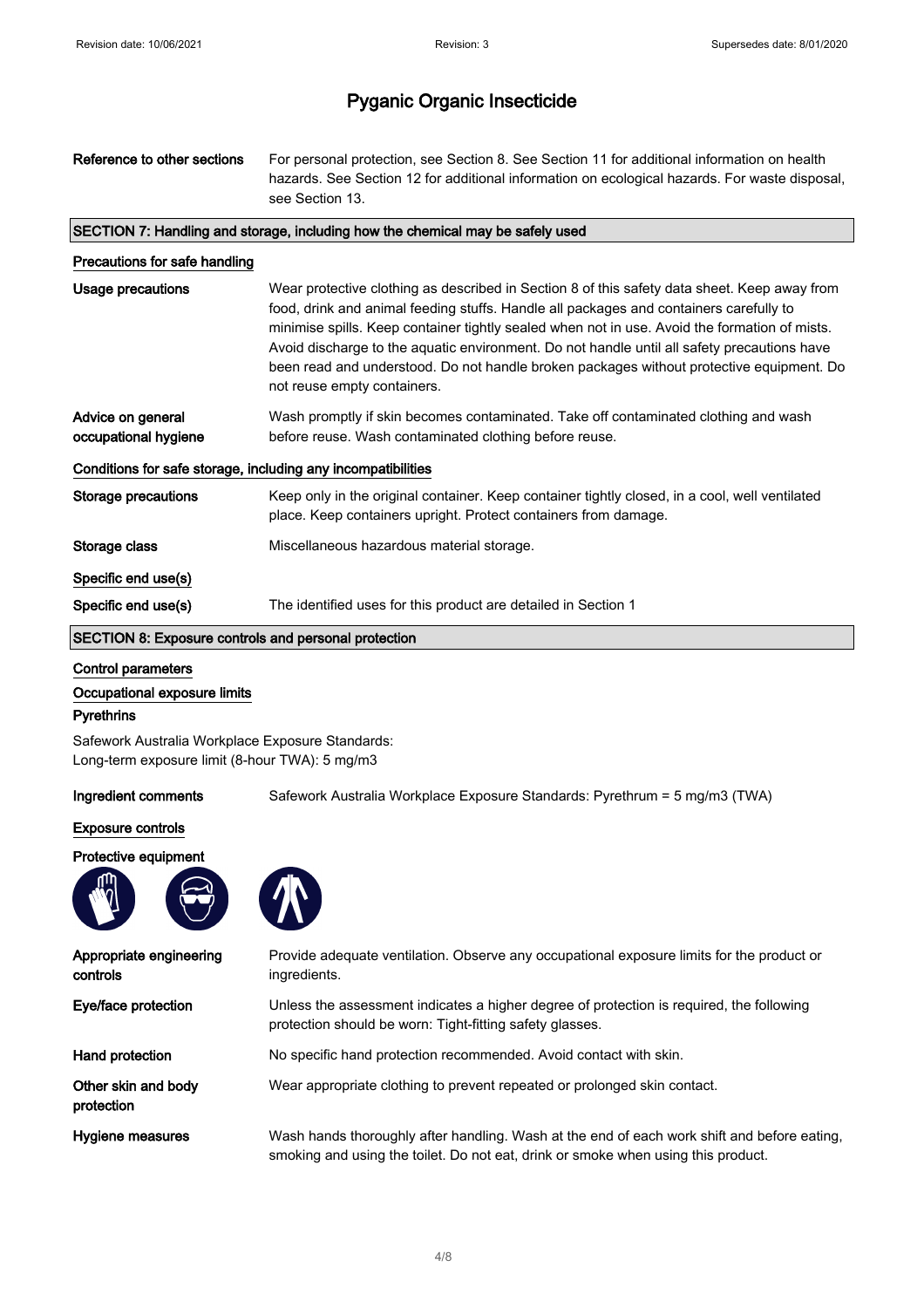# Pyganic Organic Insecticide

| | |
|---|---|
| **Reference to other sections** | For personal protection, see Section 8. See Section 11 for additional information on health hazards. See Section 12 for additional information on ecological hazards. For waste disposal, see Section 13. |

## SECTION 7: Handling and storage, including how the chemical may be safely used

### Precautions for safe handling

| | |
|---|---|
| **Usage precautions** | Wear protective clothing as described in Section 8 of this safety data sheet. Keep away from food, drink and animal feeding stuffs. Handle all packages and containers carefully to minimise spills. Keep container tightly sealed when not in use. Avoid the formation of mists. Avoid discharge to the aquatic environment. Do not handle until all safety precautions have been read and understood. Do not handle broken packages without protective equipment. Do not reuse empty containers. |
| **Advice on general occupational hygiene** | Wash promptly if skin becomes contaminated. Take off contaminated clothing and wash before reuse. Wash contaminated clothing before reuse. |

### Conditions for safe storage, including any incompatibilities

| | |
|---|---|
| **Storage precautions** | Keep only in the original container. Keep container tightly closed, in a cool, well ventilated place. Keep containers upright. Protect containers from damage. |
| **Storage class** | Miscellaneous hazardous material storage. |

### Specific end use(s)

| | |
|---|---|
| **Specific end use(s)** | The identified uses for this product are detailed in Section 1 |

## SECTION 8: Exposure controls and personal protection

### Control parameters

### Occupational exposure limits

**Pyrethrins**

Safework Australia Workplace Exposure Standards:
Long-term exposure limit (8-hour TWA): 5 mg/m3

| | |
|---|---|
| **Ingredient comments** | Safework Australia Workplace Exposure Standards: Pyrethrum = 5 mg/m3 (TWA) |

### Exposure controls

**Protective equipment**

| | |
|---|---|
| **Appropriate engineering controls** | Provide adequate ventilation. Observe any occupational exposure limits for the product or ingredients. |
| **Eye/face protection** | Unless the assessment indicates a higher degree of protection is required, the following protection should be worn: Tight-fitting safety glasses. |
| **Hand protection** | No specific hand protection recommended. Avoid contact with skin. |
| **Other skin and body protection** | Wear appropriate clothing to prevent repeated or prolonged skin contact. |
| **Hygiene measures** | Wash hands thoroughly after handling. Wash at the end of each work shift and before eating, smoking and using the toilet. Do not eat, drink or smoke when using this product. |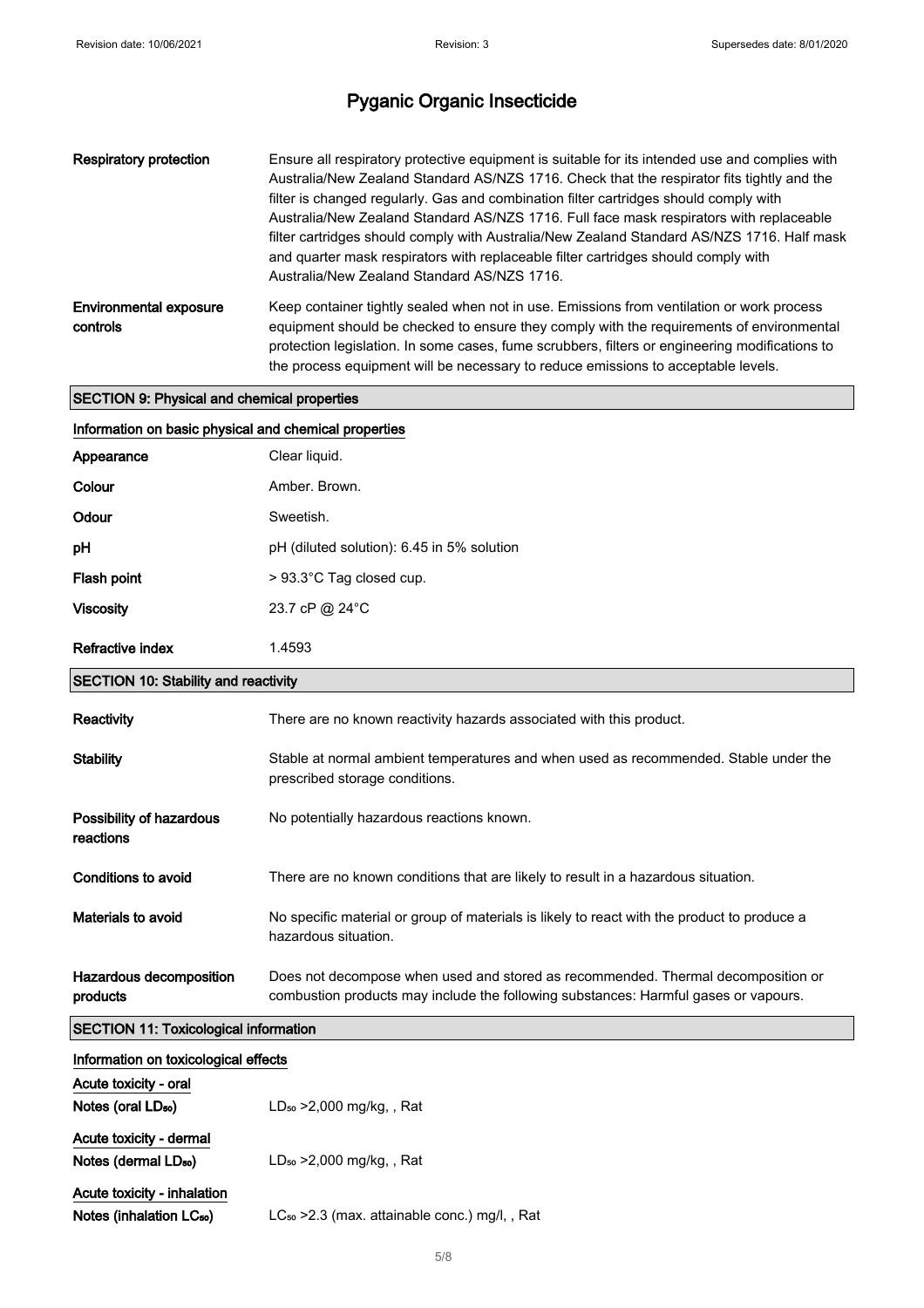| | |
|---|---|
| **Respiratory protection** | Ensure all respiratory protective equipment is suitable for its intended use and complies with Australia/New Zealand Standard AS/NZS 1716. Check that the respirator fits tightly and the filter is changed regularly. Gas and combination filter cartridges should comply with Australia/New Zealand Standard AS/NZS 1716. Full face mask respirators with replaceable filter cartridges should comply with Australia/New Zealand Standard AS/NZS 1716. Half mask and quarter mask respirators with replaceable filter cartridges should comply with Australia/New Zealand Standard AS/NZS 1716. |
| **Environmental exposure controls** | Keep container tightly sealed when not in use. Emissions from ventilation or work process equipment should be checked to ensure they comply with the requirements of environmental protection legislation. In some cases, fume scrubbers, filters or engineering modifications to the process equipment will be necessary to reduce emissions to acceptable levels. |

## SECTION 9: Physical and chemical properties

### Information on basic physical and chemical properties

| | |
|---|---|
| **Appearance** | Clear liquid. |
| **Colour** | Amber. Brown. |
| **Odour** | Sweetish. |
| **pH** | pH (diluted solution): 6.45 in 5% solution |
| **Flash point** | > 93.3°C Tag closed cup. |
| **Viscosity** | 23.7 cP @ 24°C |
| **Refractive index** | 1.4593 |

## SECTION 10: Stability and reactivity

| | |
|---|---|
| **Reactivity** | There are no known reactivity hazards associated with this product. |
| **Stability** | Stable at normal ambient temperatures and when used as recommended. Stable under the prescribed storage conditions. |
| **Possibility of hazardous reactions** | No potentially hazardous reactions known. |
| **Conditions to avoid** | There are no known conditions that are likely to result in a hazardous situation. |
| **Materials to avoid** | No specific material or group of materials is likely to react with the product to produce a hazardous situation. |
| **Hazardous decomposition products** | Does not decompose when used and stored as recommended. Thermal decomposition or combustion products may include the following substances: Harmful gases or vapours. |

## SECTION 11: Toxicological information

### Information on toxicological effects

**Acute toxicity - oral**

| | |
|---|---|
| **Notes (oral $LD_{50}$)** | $LD_{50}$ >2,000 mg/kg, , Rat |

**Acute toxicity - dermal**

| | |
|---|---|
| **Notes (dermal $LD_{50}$)** | $LD_{50}$ >2,000 mg/kg, , Rat |

**Acute toxicity - inhalation**

| | |
|---|---|
| **Notes (inhalation $LC_{50}$)** | $LC_{50}$ >2.3 (max. attainable conc.) mg/l, , Rat |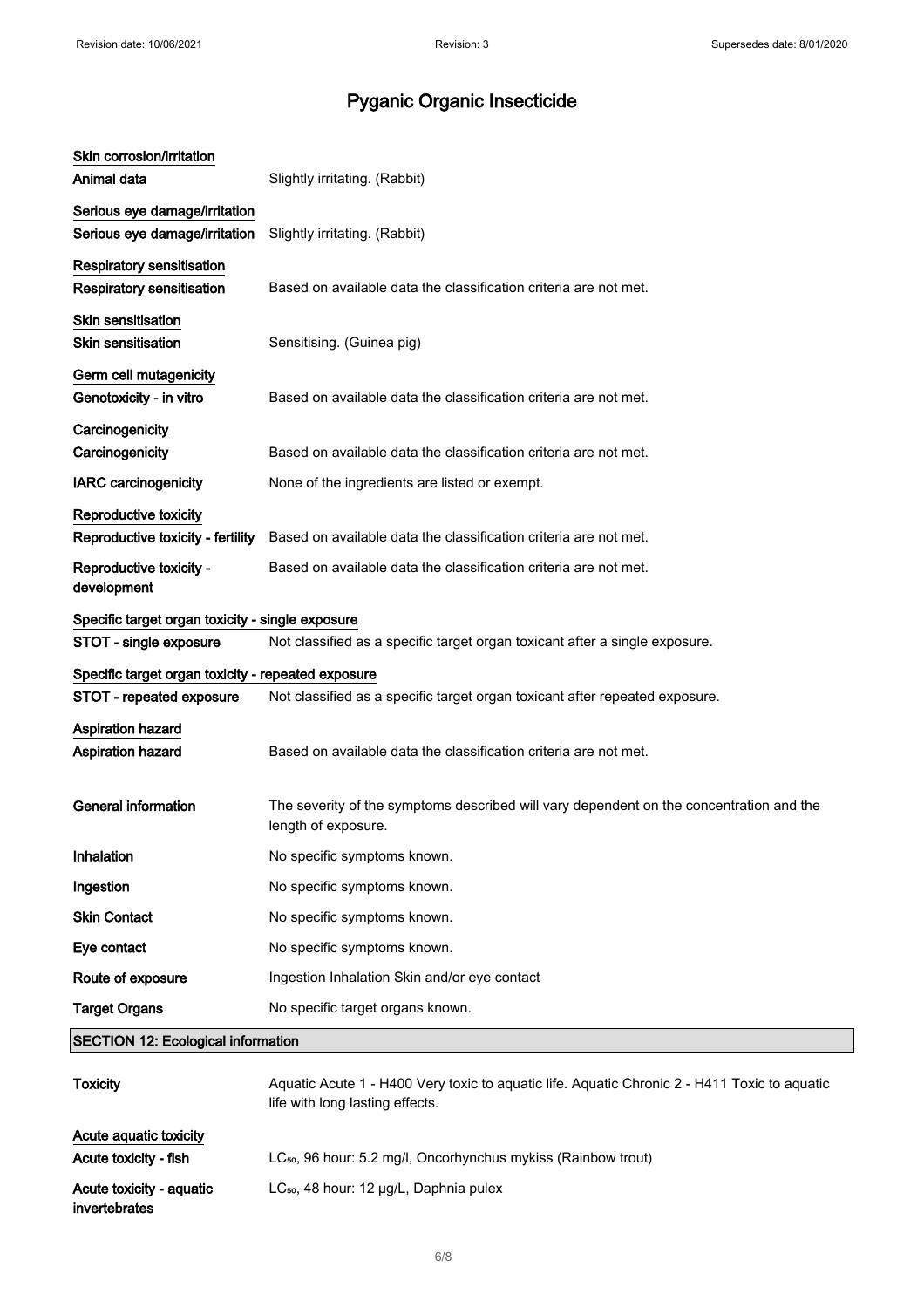# Pyganic Organic Insecticide

**Skin corrosion/irritation**

**Animal data** Slightly irritating. (Rabbit)

**Serious eye damage/irritation**

**Serious eye damage/irritation** Slightly irritating. (Rabbit)

**Respiratory sensitisation**

**Respiratory sensitisation** Based on available data the classification criteria are not met.

**Skin sensitisation**

**Skin sensitisation** Sensitising. (Guinea pig)

**Germ cell mutagenicity**

**Genotoxicity - in vitro** Based on available data the classification criteria are not met.

**Carcinogenicity**

**Carcinogenicity** Based on available data the classification criteria are not met.

**IARC carcinogenicity** None of the ingredients are listed or exempt.

**Reproductive toxicity**

**Reproductive toxicity - fertility** Based on available data the classification criteria are not met.

**Reproductive toxicity - development** Based on available data the classification criteria are not met.

**Specific target organ toxicity - single exposure**

**STOT - single exposure** Not classified as a specific target organ toxicant after a single exposure.

**Specific target organ toxicity - repeated exposure**

**STOT - repeated exposure** Not classified as a specific target organ toxicant after repeated exposure.

**Aspiration hazard**

**Aspiration hazard** Based on available data the classification criteria are not met.

**General information** The severity of the symptoms described will vary dependent on the concentration and the length of exposure.

**Inhalation** No specific symptoms known.

**Ingestion** No specific symptoms known.

**Skin Contact** No specific symptoms known.

**Eye contact** No specific symptoms known.

**Route of exposure** Ingestion Inhalation Skin and/or eye contact

**Target Organs** No specific target organs known.

## SECTION 12: Ecological information

**Toxicity** Aquatic Acute 1 - H400 Very toxic to aquatic life. Aquatic Chronic 2 - H411 Toxic to aquatic life with long lasting effects.

**Acute aquatic toxicity**

**Acute toxicity - fish** $LC_{50}$, 96 hour: 5.2 mg/l, Oncorhynchus mykiss (Rainbow trout)

**Acute toxicity - aquatic invertebrates** $LC_{50}$, 48 hour: 12 µg/L, Daphnia pulex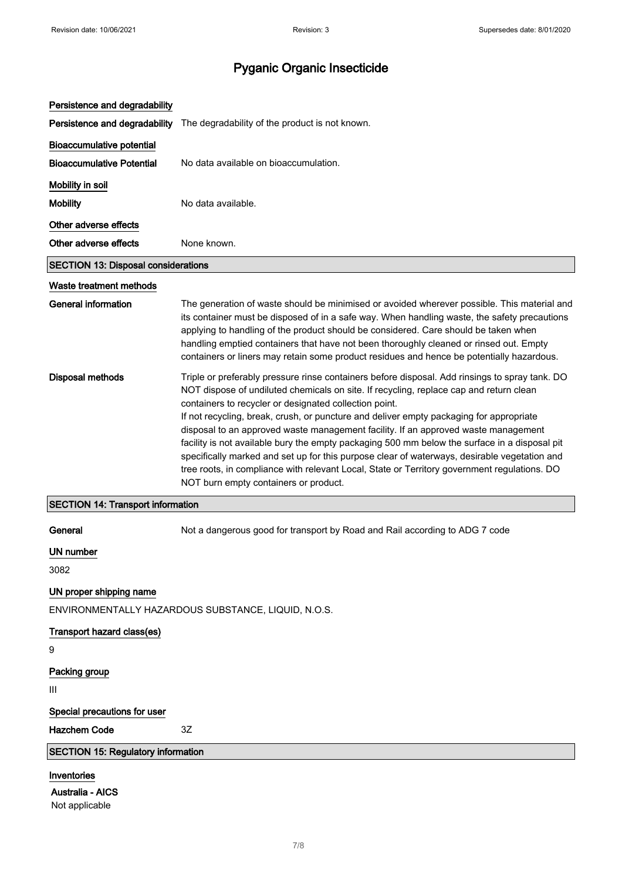# Pyganic Organic Insecticide

### Persistence and degradability

**Persistence and degradability** The degradability of the product is not known.

### Bioaccumulative potential

**Bioaccumulative Potential** No data available on bioaccumulation.

### Mobility in soil

**Mobility** No data available.

### Other adverse effects

**Other adverse effects** None known.

## SECTION 13: Disposal considerations

### Waste treatment methods

**General information** The generation of waste should be minimised or avoided wherever possible. This material and its container must be disposed of in a safe way. When handling waste, the safety precautions applying to handling of the product should be considered. Care should be taken when handling emptied containers that have not been thoroughly cleaned or rinsed out. Empty containers or liners may retain some product residues and hence be potentially hazardous.

**Disposal methods** Triple or preferably pressure rinse containers before disposal. Add rinsings to spray tank. DO NOT dispose of undiluted chemicals on site. If recycling, replace cap and return clean containers to recycler or designated collection point.
If not recycling, break, crush, or puncture and deliver empty packaging for appropriate disposal to an approved waste management facility. If an approved waste management facility is not available bury the empty packaging 500 mm below the surface in a disposal pit specifically marked and set up for this purpose clear of waterways, desirable vegetation and tree roots, in compliance with relevant Local, State or Territory government regulations. DO NOT burn empty containers or product.

## SECTION 14: Transport information

**General** Not a dangerous good for transport by Road and Rail according to ADG 7 code

### UN number

3082

### UN proper shipping name

ENVIRONMENTALLY HAZARDOUS SUBSTANCE, LIQUID, N.O.S.

### Transport hazard class(es)

9

### Packing group

III

### Special precautions for user

**Hazchem Code** 3Z

## SECTION 15: Regulatory information

### Inventories

**Australia - AICS**
Not applicable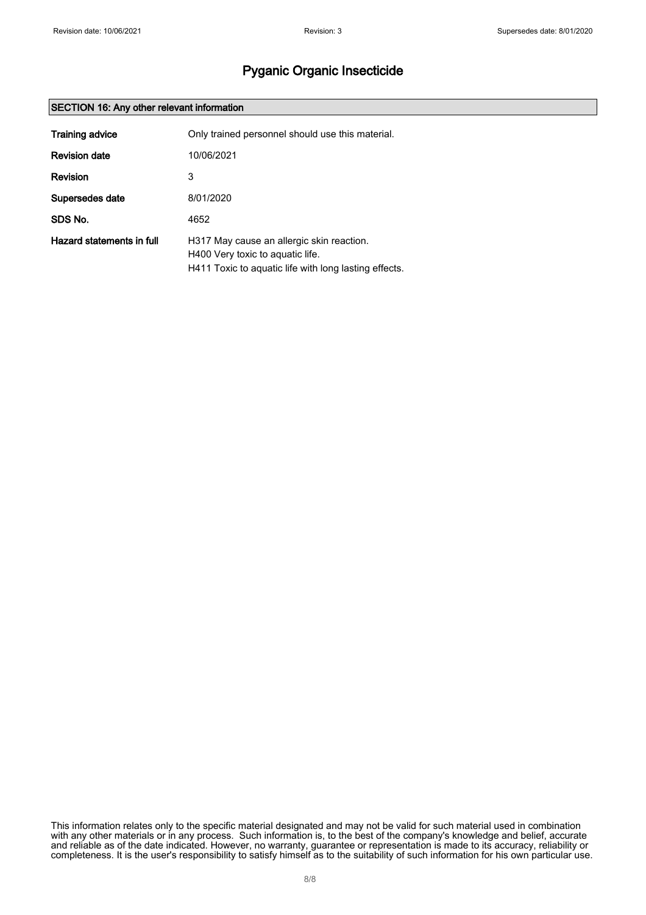# Pyganic Organic Insecticide

## SECTION 16: Any other relevant information

| | |
|---|---|
| **Training advice** | Only trained personnel should use this material. |
| **Revision date** | 10/06/2021 |
| **Revision** | 3 |
| **Supersedes date** | 8/01/2020 |
| **SDS No.** | 4652 |
| **Hazard statements in full** | H317 May cause an allergic skin reaction.<br>H400 Very toxic to aquatic life.<br>H411 Toxic to aquatic life with long lasting effects. |

This information relates only to the specific material designated and may not be valid for such material used in combination with any other materials or in any process. Such information is, to the best of the company's knowledge and belief, accurate and reliable as of the date indicated. However, no warranty, guarantee or representation is made to its accuracy, reliability or completeness. It is the user's responsibility to satisfy himself as to the suitability of such information for his own particular use.